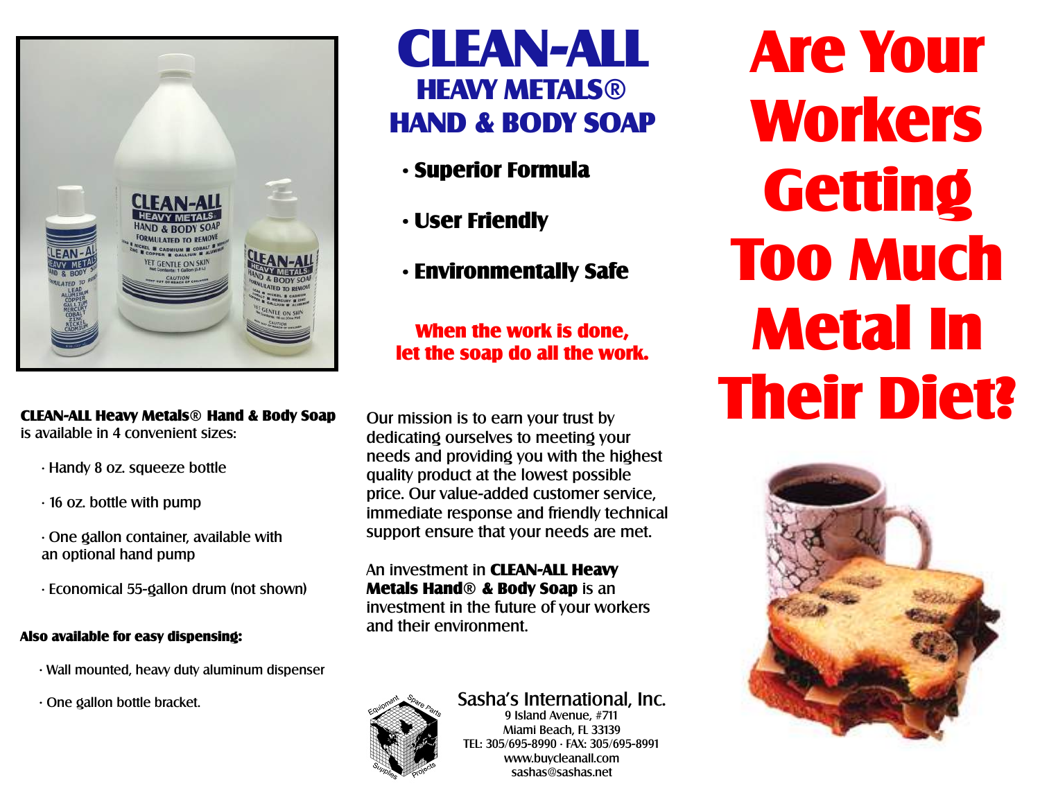# CLEAN-ALL

## HEAVY METALS®
## HAND & BODY SOAP

- **Superior Formula**
- **User Friendly**
- **Environmentally Safe**

**When the work is done,**
**let the soap do all the work.**

# Are Your Workers Getting Too Much Metal In Their Diet?

**CLEAN-ALL Heavy Metals® Hand & Body Soap** is available in 4 convenient sizes:

- Handy 8 oz. squeeze bottle
- 16 oz. bottle with pump
- One gallon container, available with an optional hand pump
- Economical 55-gallon drum (not shown)

**Also available for easy dispensing:**

- Wall mounted, heavy duty aluminum dispenser
- One gallon bottle bracket.

Our mission is to earn your trust by dedicating ourselves to meeting your needs and providing you with the highest quality product at the lowest possible price. Our value-added customer service, immediate response and friendly technical support ensure that your needs are met.

An investment in **CLEAN-ALL Heavy Metals Hand® & Body Soap** is an investment in the future of your workers and their environment.

Sasha's International, Inc.
9 Island Avenue, #711
Miami Beach, FL 33139
TEL: 305/695-8990 · FAX: 305/695-8991
www.buycleanall.com
sashas@sashas.net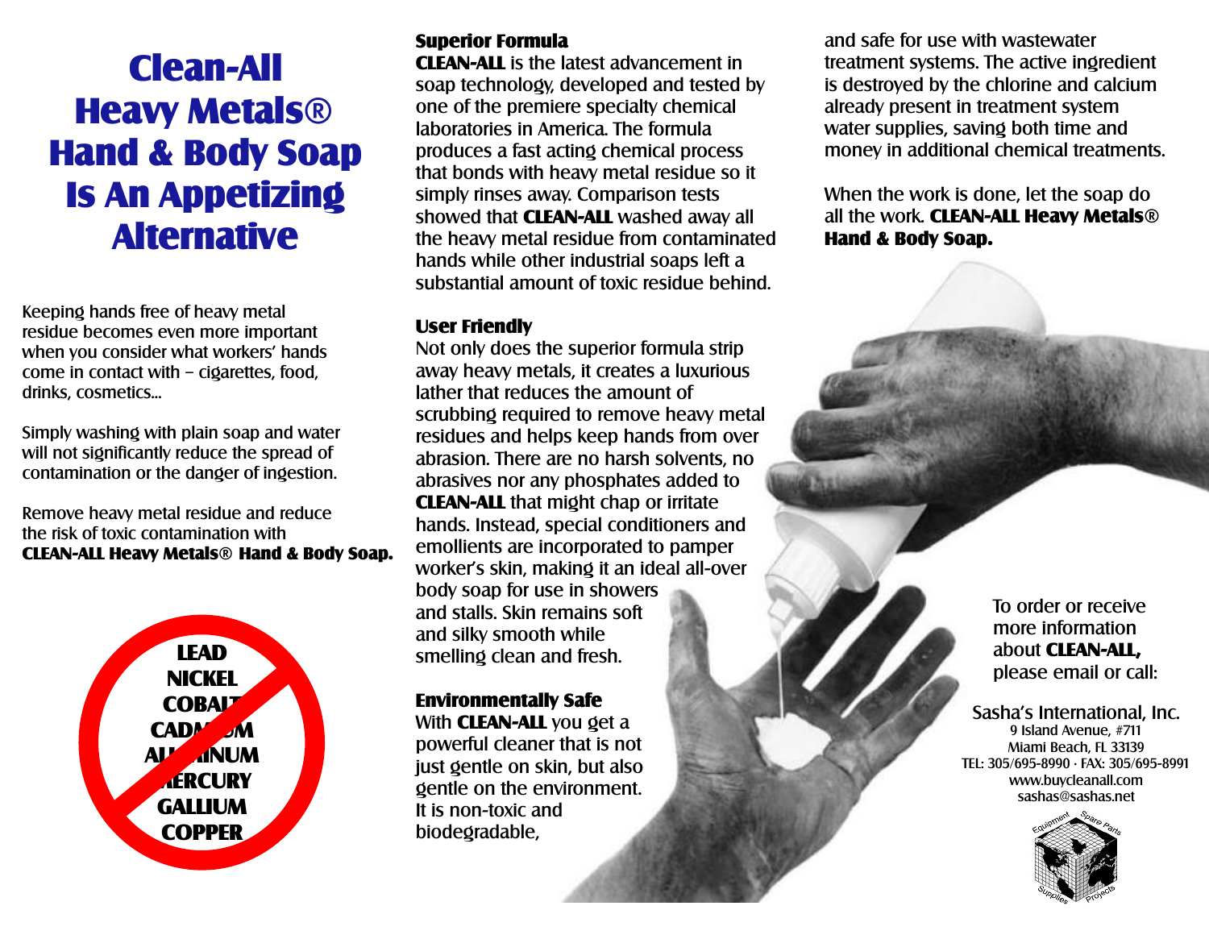# Clean-All Heavy Metals® Hand & Body Soap Is An Appetizing Alternative

Keeping hands free of heavy metal residue becomes even more important when you consider what workers' hands come in contact with – cigarettes, food, drinks, cosmetics...

Simply washing with plain soap and water will not significantly reduce the spread of contamination or the danger of ingestion.

Remove heavy metal residue and reduce the risk of toxic contamination with **CLEAN-ALL Heavy Metals® Hand & Body Soap.**

**LEAD**
**NICKEL**
**COBALT**
**CADMIUM**
**ALUMINUM**
**MERCURY**
**GALLIUM**
**COPPER**

## Superior Formula

**CLEAN-ALL** is the latest advancement in soap technology, developed and tested by one of the premiere specialty chemical laboratories in America. The formula produces a fast acting chemical process that bonds with heavy metal residue so it simply rinses away. Comparison tests showed that **CLEAN-ALL** washed away all the heavy metal residue from contaminated hands while other industrial soaps left a substantial amount of toxic residue behind.

## User Friendly

Not only does the superior formula strip away heavy metals, it creates a luxurious lather that reduces the amount of scrubbing required to remove heavy metal residues and helps keep hands from over abrasion. There are no harsh solvents, no abrasives nor any phosphates added to **CLEAN-ALL** that might chap or irritate hands. Instead, special conditioners and emollients are incorporated to pamper worker's skin, making it an ideal all-over body soap for use in showers and stalls. Skin remains soft and silky smooth while smelling clean and fresh.

## Environmentally Safe

With **CLEAN-ALL** you get a powerful cleaner that is not just gentle on skin, but also gentle on the environment. It is non-toxic and biodegradable, and safe for use with wastewater treatment systems. The active ingredient is destroyed by the chlorine and calcium already present in treatment system water supplies, saving both time and money in additional chemical treatments.

When the work is done, let the soap do all the work. **CLEAN-ALL Heavy Metals® Hand & Body Soap.**

To order or receive more information about **CLEAN-ALL,** please email or call:

Sasha's International, Inc.
9 Island Avenue, #711
Miami Beach, FL 33139
TEL: 305/695-8990 · FAX: 305/695-8991
www.buycleanall.com
sashas@sashas.net

Equipment · Spare Parts · Supplies · Projects